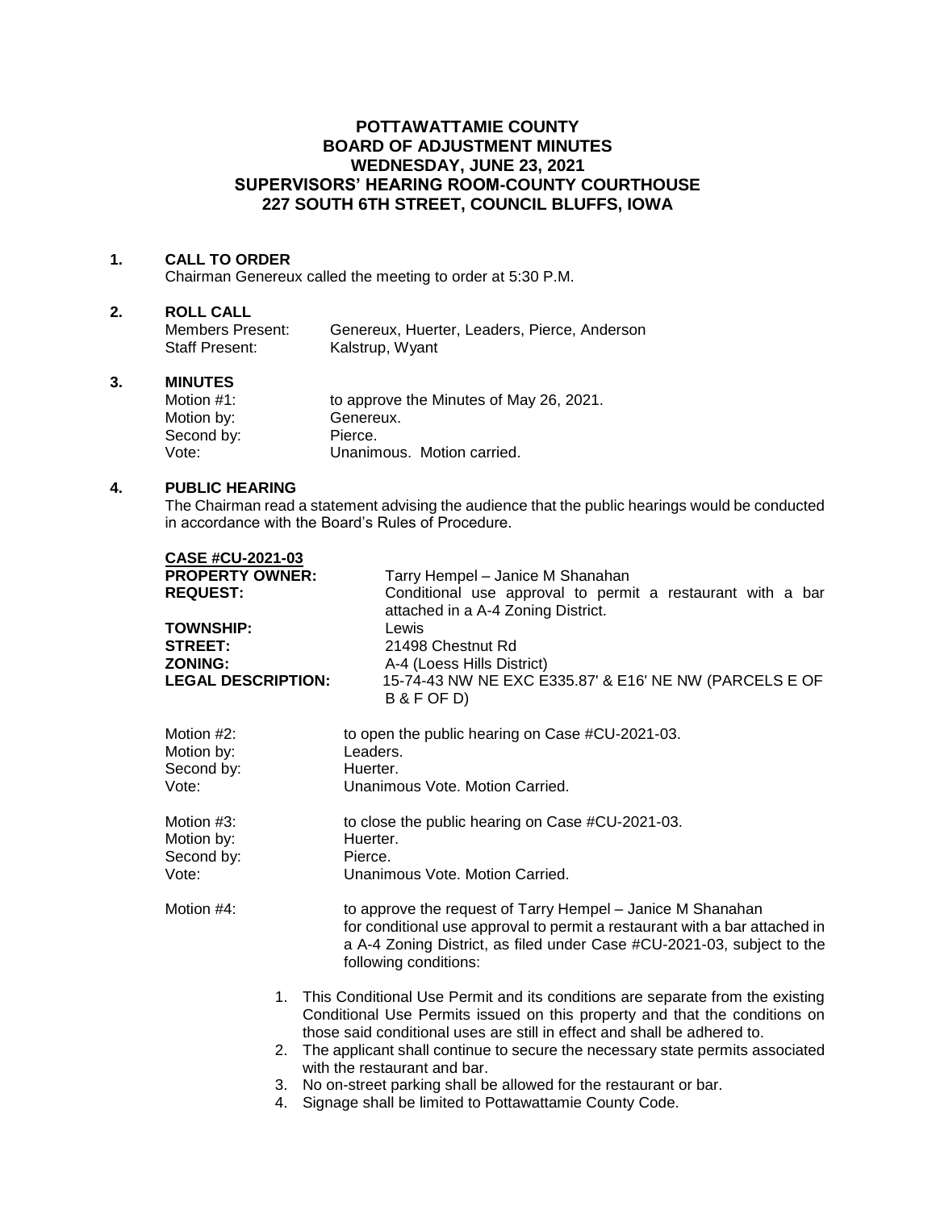# POTTAWATTAMIE COUNTY
# BOARD OF ADJUSTMENT MINUTES
# WEDNESDAY, JUNE 23, 2021
# SUPERVISORS' HEARING ROOM-COUNTY COURTHOUSE
# 227 SOUTH 6TH STREET, COUNCIL BLUFFS, IOWA

## 1. CALL TO ORDER

Chairman Genereux called the meeting to order at 5:30 P.M.

## 2. ROLL CALL

Members Present: Genereux, Huerter, Leaders, Pierce, Anderson
Staff Present: Kalstrup, Wyant

## 3. MINUTES

Motion #1: to approve the Minutes of May 26, 2021.
Motion by: Genereux.
Second by: Pierce.
Vote: Unanimous. Motion carried.

## 4. PUBLIC HEARING

The Chairman read a statement advising the audience that the public hearings would be conducted in accordance with the Board's Rules of Procedure.

**CASE #CU-2021-03**
**PROPERTY OWNER:** Tarry Hempel – Janice M Shanahan
**REQUEST:** Conditional use approval to permit a restaurant with a bar attached in a A-4 Zoning District.
**TOWNSHIP:** Lewis
**STREET:** 21498 Chestnut Rd
**ZONING:** A-4 (Loess Hills District)
**LEGAL DESCRIPTION:** 15-74-43 NW NE EXC E335.87' & E16' NE NW (PARCELS E OF B & F OF D)

Motion #2: to open the public hearing on Case #CU-2021-03.
Motion by: Leaders.
Second by: Huerter.
Vote: Unanimous Vote. Motion Carried.

Motion #3: to close the public hearing on Case #CU-2021-03.
Motion by: Huerter.
Second by: Pierce.
Vote: Unanimous Vote. Motion Carried.

Motion #4: to approve the request of Tarry Hempel – Janice M Shanahan for conditional use approval to permit a restaurant with a bar attached in a A-4 Zoning District, as filed under Case #CU-2021-03, subject to the following conditions:

1. This Conditional Use Permit and its conditions are separate from the existing Conditional Use Permits issued on this property and that the conditions on those said conditional uses are still in effect and shall be adhered to.
2. The applicant shall continue to secure the necessary state permits associated with the restaurant and bar.
3. No on-street parking shall be allowed for the restaurant or bar.
4. Signage shall be limited to Pottawattamie County Code.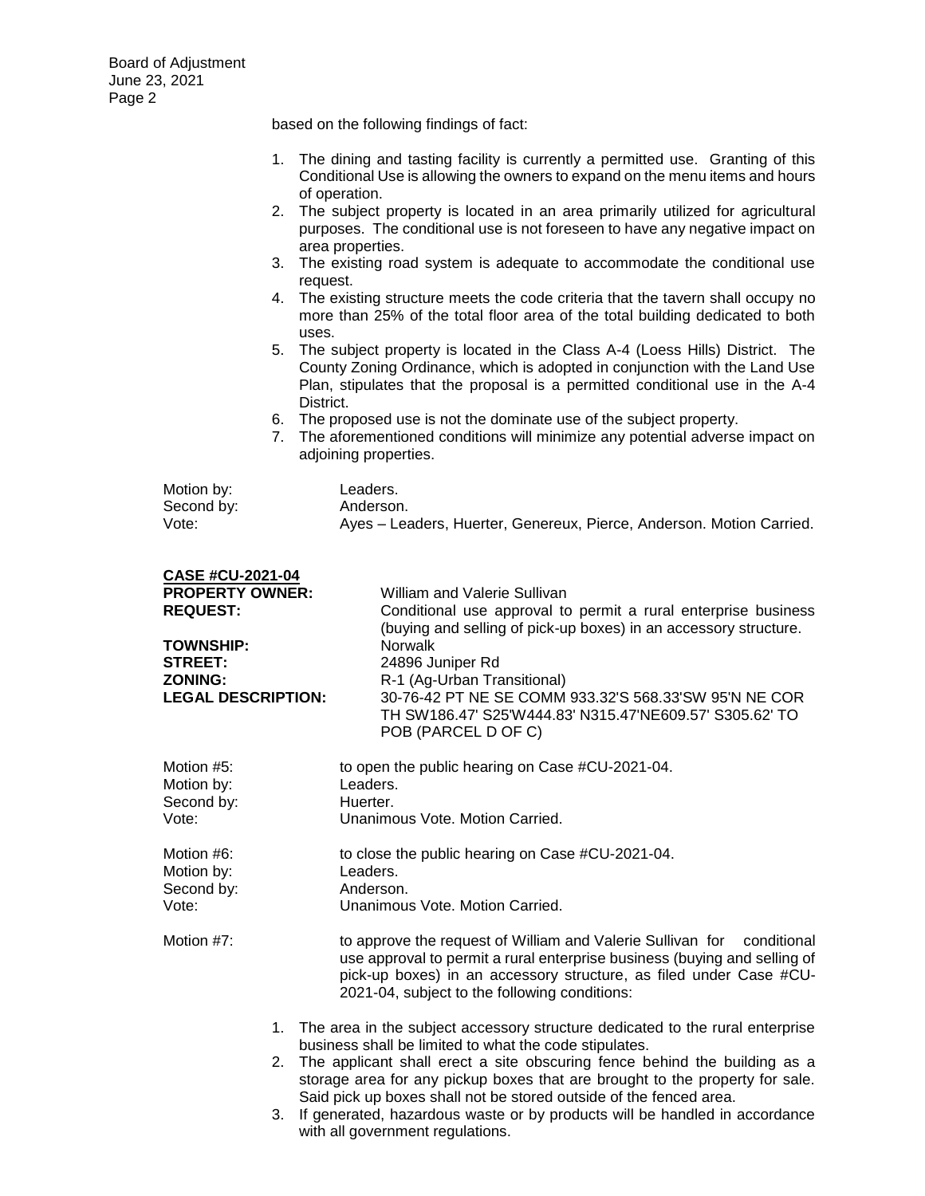based on the following findings of fact:

1. The dining and tasting facility is currently a permitted use. Granting of this Conditional Use is allowing the owners to expand on the menu items and hours of operation.
2. The subject property is located in an area primarily utilized for agricultural purposes. The conditional use is not foreseen to have any negative impact on area properties.
3. The existing road system is adequate to accommodate the conditional use request.
4. The existing structure meets the code criteria that the tavern shall occupy no more than 25% of the total floor area of the total building dedicated to both uses.
5. The subject property is located in the Class A-4 (Loess Hills) District. The County Zoning Ordinance, which is adopted in conjunction with the Land Use Plan, stipulates that the proposal is a permitted conditional use in the A-4 District.
6. The proposed use is not the dominate use of the subject property.
7. The aforementioned conditions will minimize any potential adverse impact on adjoining properties.

Motion by: Leaders.
Second by: Anderson.
Vote: Ayes – Leaders, Huerter, Genereux, Pierce, Anderson. Motion Carried.

**CASE #CU-2021-04**

**PROPERTY OWNER:** William and Valerie Sullivan
**REQUEST:** Conditional use approval to permit a rural enterprise business (buying and selling of pick-up boxes) in an accessory structure.
**TOWNSHIP:** Norwalk
**STREET:** 24896 Juniper Rd
**ZONING:** R-1 (Ag-Urban Transitional)
**LEGAL DESCRIPTION:** 30-76-42 PT NE SE COMM 933.32'S 568.33'SW 95'N NE COR TH SW186.47' S25'W444.83' N315.47'NE609.57' S305.62' TO POB (PARCEL D OF C)

Motion #5: to open the public hearing on Case #CU-2021-04.
Motion by: Leaders.
Second by: Huerter.
Vote: Unanimous Vote. Motion Carried.

Motion #6: to close the public hearing on Case #CU-2021-04.
Motion by: Leaders.
Second by: Anderson.
Vote: Unanimous Vote. Motion Carried.

Motion #7: to approve the request of William and Valerie Sullivan for conditional use approval to permit a rural enterprise business (buying and selling of pick-up boxes) in an accessory structure, as filed under Case #CU-2021-04, subject to the following conditions:

1. The area in the subject accessory structure dedicated to the rural enterprise business shall be limited to what the code stipulates.
2. The applicant shall erect a site obscuring fence behind the building as a storage area for any pickup boxes that are brought to the property for sale. Said pick up boxes shall not be stored outside of the fenced area.
3. If generated, hazardous waste or by products will be handled in accordance with all government regulations.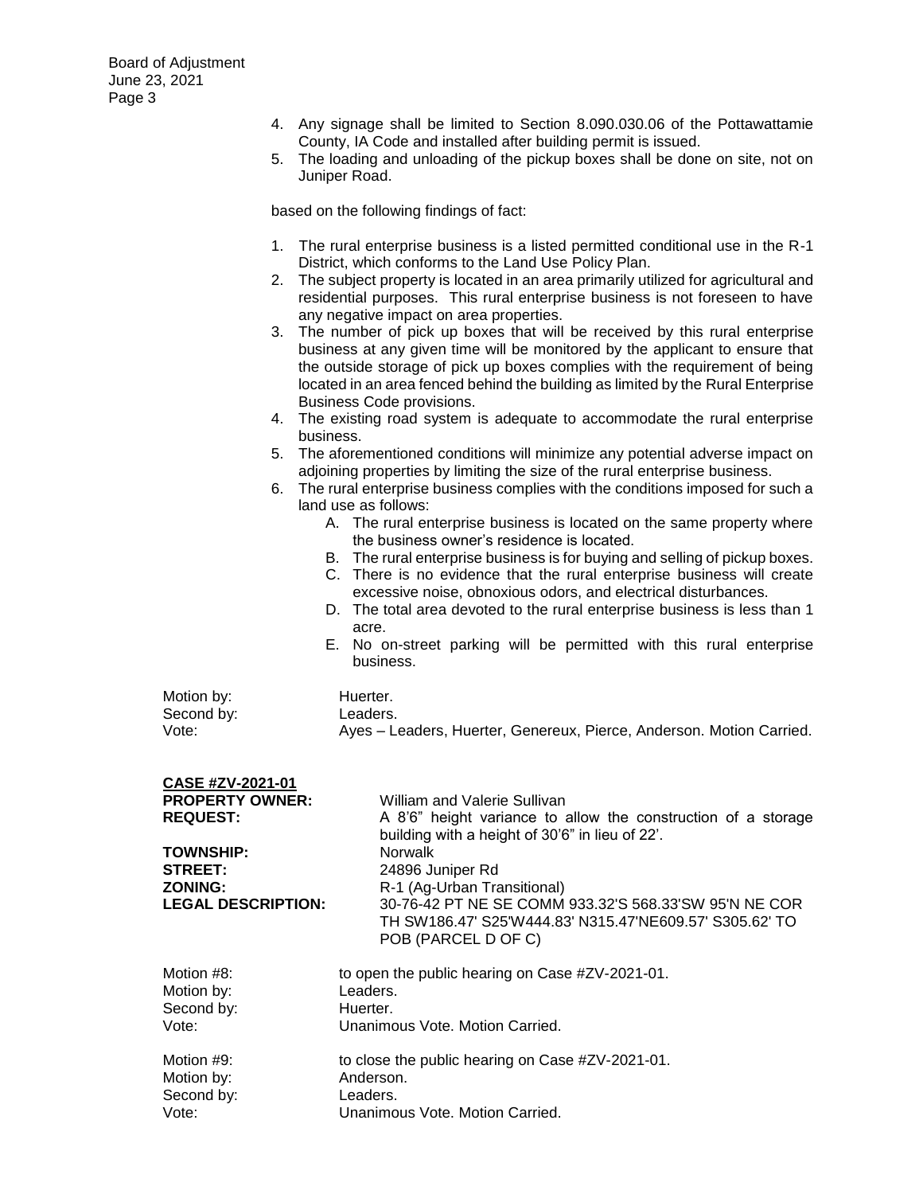4. Any signage shall be limited to Section 8.090.030.06 of the Pottawattamie County, IA Code and installed after building permit is issued.
5. The loading and unloading of the pickup boxes shall be done on site, not on Juniper Road.

based on the following findings of fact:

1. The rural enterprise business is a listed permitted conditional use in the R-1 District, which conforms to the Land Use Policy Plan.
2. The subject property is located in an area primarily utilized for agricultural and residential purposes. This rural enterprise business is not foreseen to have any negative impact on area properties.
3. The number of pick up boxes that will be received by this rural enterprise business at any given time will be monitored by the applicant to ensure that the outside storage of pick up boxes complies with the requirement of being located in an area fenced behind the building as limited by the Rural Enterprise Business Code provisions.
4. The existing road system is adequate to accommodate the rural enterprise business.
5. The aforementioned conditions will minimize any potential adverse impact on adjoining properties by limiting the size of the rural enterprise business.
6. The rural enterprise business complies with the conditions imposed for such a land use as follows:
   A. The rural enterprise business is located on the same property where the business owner's residence is located.
   B. The rural enterprise business is for buying and selling of pickup boxes.
   C. There is no evidence that the rural enterprise business will create excessive noise, obnoxious odors, and electrical disturbances.
   D. The total area devoted to the rural enterprise business is less than 1 acre.
   E. No on-street parking will be permitted with this rural enterprise business.

Motion by: Huerter.
Second by: Leaders.
Vote: Ayes – Leaders, Huerter, Genereux, Pierce, Anderson. Motion Carried.

**CASE #ZV-2021-01**

**PROPERTY OWNER:** William and Valerie Sullivan
**REQUEST:** A 8'6" height variance to allow the construction of a storage building with a height of 30'6" in lieu of 22'.
**TOWNSHIP:** Norwalk
**STREET:** 24896 Juniper Rd
**ZONING:** R-1 (Ag-Urban Transitional)
**LEGAL DESCRIPTION:** 30-76-42 PT NE SE COMM 933.32'S 568.33'SW 95'N NE COR TH SW186.47' S25'W444.83' N315.47'NE609.57' S305.62' TO POB (PARCEL D OF C)

Motion #8: to open the public hearing on Case #ZV-2021-01.
Motion by: Leaders.
Second by: Huerter.
Vote: Unanimous Vote. Motion Carried.

Motion #9: to close the public hearing on Case #ZV-2021-01.
Motion by: Anderson.
Second by: Leaders.
Vote: Unanimous Vote. Motion Carried.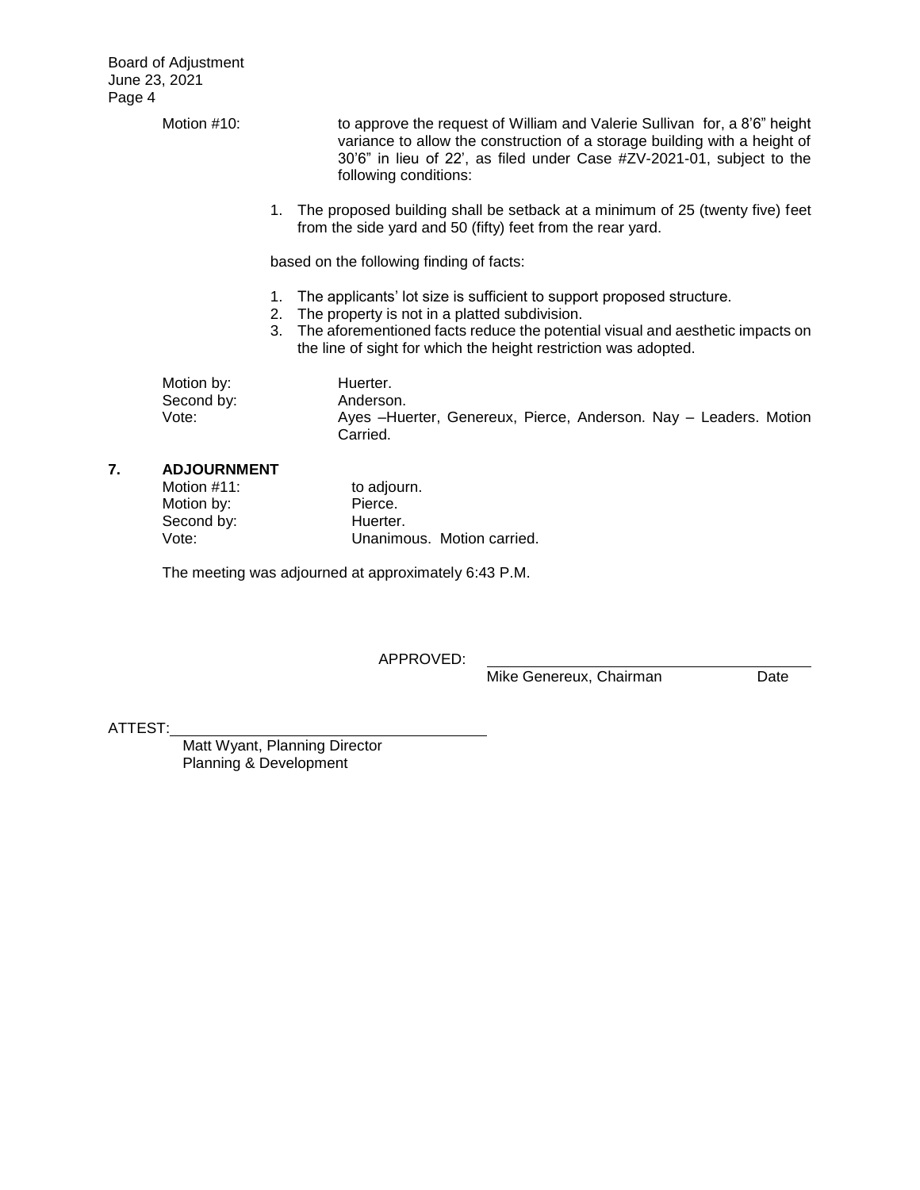Motion #10: to approve the request of William and Valerie Sullivan for, a 8'6" height variance to allow the construction of a storage building with a height of 30'6" in lieu of 22', as filed under Case #ZV-2021-01, subject to the following conditions:

1. The proposed building shall be setback at a minimum of 25 (twenty five) feet from the side yard and 50 (fifty) feet from the rear yard.

based on the following finding of facts:

1. The applicants' lot size is sufficient to support proposed structure.
2. The property is not in a platted subdivision.
3. The aforementioned facts reduce the potential visual and aesthetic impacts on the line of sight for which the height restriction was adopted.

Motion by: Huerter.
Second by: Anderson.
Vote: Ayes –Huerter, Genereux, Pierce, Anderson. Nay – Leaders. Motion Carried.

**7. ADJOURNMENT**

Motion #11: to adjourn.
Motion by: Pierce.
Second by: Huerter.
Vote: Unanimous. Motion carried.

The meeting was adjourned at approximately 6:43 P.M.

APPROVED: ______________________________

Mike Genereux, Chairman Date

ATTEST: ______________________________

Matt Wyant, Planning Director
Planning & Development